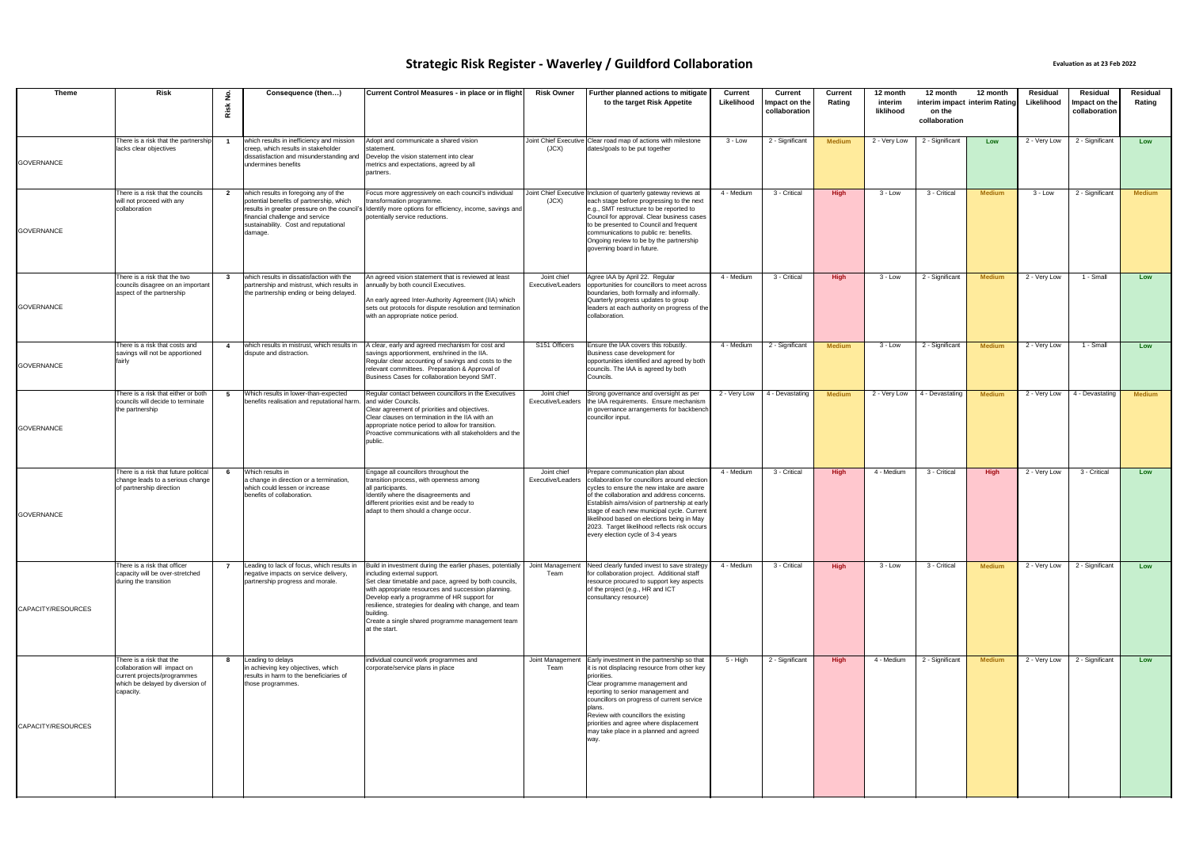# Strategic Risk Register - Waverley / Guildford Collaboration

Evaluation as at 23 Feb 2022

| Theme | Risk | Risk No. | Consequence (then…) | Current Control Measures - in place or in flight | Risk Owner | Further planned actions to mitigate to the target Risk Appetite | Current Likelihood | Current Impact on the collaboration | Current Rating | 12 month interim liklihood | 12 month interim impact on the collaboration | 12 month interim Rating | Residual Likelihood | Residual Impact on the collaboration | Residual Rating |
|---|---|---|---|---|---|---|---|---|---|---|---|---|---|---|---|
| GOVERNANCE | There is a risk that the partnership lacks clear objectives | 1 | which results in inefficiency and mission creep, which results in stakeholder dissatisfaction and misunderstanding and undermines benefits | Adopt and communicate a shared vision statement. Develop the vision statement into clear metrics and expectations, agreed by all partners. | Joint Chief Executive (JCX) | Clear road map of actions with milestone dates/goals to be put together | 3 - Low | 2 - Significant | Medium | 2 - Very Low | 2 - Significant | Low | 2 - Very Low | 2 - Significant | Low |
| GOVERNANCE | There is a risk that the councils will not proceed with any collaboration | 2 | which results in foregoing any of the potential benefits of partnership, which results in greater pressure on the council's financial challenge and service sustainability. Cost and reputational damage. | Focus more aggressively on each council's individual transformation programme. Identify more options for efficiency, income, savings and potentially service reductions. | Joint Chief Executive (JCX) | Inclusion of quarterly gateway reviews at each stage before progressing to the next e.g., SMT restructure to be reported to Council for approval. Clear business cases to be presented to Council and frequent communications to public re: benefits. Ongoing review to be by the partnership governing board in future. | 4 - Medium | 3 - Critical | High | 3 - Low | 3 - Critical | Medium | 3 - Low | 2 - Significant | Medium |
| GOVERNANCE | There is a risk that the two councils disagree on an important aspect of the partnership | 3 | which results in dissatisfaction with the partnership and mistrust, which results in the partnership ending or being delayed. | An agreed vision statement that is reviewed at least annually by both council Executives. An early agreed Inter-Authority Agreement (IIA) which sets out protocols for dispute resolution and termination with an appropriate notice period. | Joint chief Executive/Leaders | Agree IAA by April 22. Regular opportunities for councillors to meet across boundaries, both formally and informally. Quarterly progress updates to group leaders at each authority on progress of the collaboration. | 4 - Medium | 3 - Critical | High | 3 - Low | 2 - Significant | Medium | 2 - Very Low | 1 - Small | Low |
| GOVERNANCE | There is a risk that costs and savings will not be apportioned fairly | 4 | which results in mistrust, which results in dispute and distraction. | A clear, early and agreed mechanism for cost and savings apportionment, enshrined in the IIA. Regular clear accounting of savings and costs to the relevant committees. Preparation & Approval of Business Cases for collaboration beyond SMT. | S151 Officers | Ensure the IAA covers this robustly. Business case development for opportunities identified and agreed by both councils. The IAA is agreed by both Councils. | 4 - Medium | 2 - Significant | Medium | 3 - Low | 2 - Significant | Medium | 2 - Very Low | 1 - Small | Low |
| GOVERNANCE | There is a risk that either or both councils will decide to terminate the partnership | 5 | Which results in lower-than-expected benefits realisation and reputational harm. | Regular contact between councillors in the Executives and wider Councils. Clear agreement of priorities and objectives. Clear clauses on termination in the IIA with an appropriate notice period to allow for transition. Proactive communications with all stakeholders and the public. | Joint chief Executive/Leaders | Strong governance and oversight as per the IAA requirements. Ensure mechanism in governance arrangements for backbench councillor input. | 2 - Very Low | 4 - Devastating | Medium | 2 - Very Low | 4 - Devastating | Medium | 2 - Very Low | 4 - Devastating | Medium |
| GOVERNANCE | There is a risk that future political change leads to a serious change of partnership direction | 6 | Which results in a change in direction or a termination, which could lessen or increase benefits of collaboration. | Engage all councillors throughout the transition process, with openness among all participants. Identify where the disagreements and different priorities exist and be ready to adapt to them should a change occur. | Joint chief Executive/Leaders | Prepare communication plan about collaboration for councillors around election cycles to ensure the new intake are aware of the collaboration and address concerns. Establish aims/vision of partnership at early stage of each new municipal cycle. Current likelihood based on elections being in May 2023. Target likelihood reflects risk occurs every election cycle of 3-4 years | 4 - Medium | 3 - Critical | High | 4 - Medium | 3 - Critical | High | 2 - Very Low | 3 - Critical | Low |
| CAPACITY/RESOURCES | There is a risk that officer capacity will be over-stretched during the transition | 7 | Leading to lack of focus, which results in negative impacts on service delivery, partnership progress and morale. | Build in investment during the earlier phases, potentially including external support. Set clear timetable and pace, agreed by both councils, with appropriate resources and succession planning. Develop early a programme of HR support for resilience, strategies for dealing with change, and team building. Create a single shared programme management team at the start. | Joint Management Team | Need clearly funded invest to save strategy for collaboration project. Additional staff resource procured to support key aspects of the project (e.g., HR and ICT consultancy resource) | 4 - Medium | 3 - Critical | High | 3 - Low | 3 - Critical | Medium | 2 - Very Low | 2 - Significant | Low |
| CAPACITY/RESOURCES | There is a risk that the collaboration will impact on current projects/programmes which be delayed by diversion of capacity. | 8 | Leading to delays in achieving key objectives, which results in harm to the beneficiaries of those programmes. | individual council work programmes and corporate/service plans in place | Joint Management Team | Early investment in the partnership so that it is not displacing resource from other key priorities. Clear programme management and reporting to senior management and councillors on progress of current service plans. Review with councillors the existing priorities and agree where displacement may take place in a planned and agreed way. | 5 - High | 2 - Significant | High | 4 - Medium | 2 - Significant | Medium | 2 - Very Low | 2 - Significant | Low |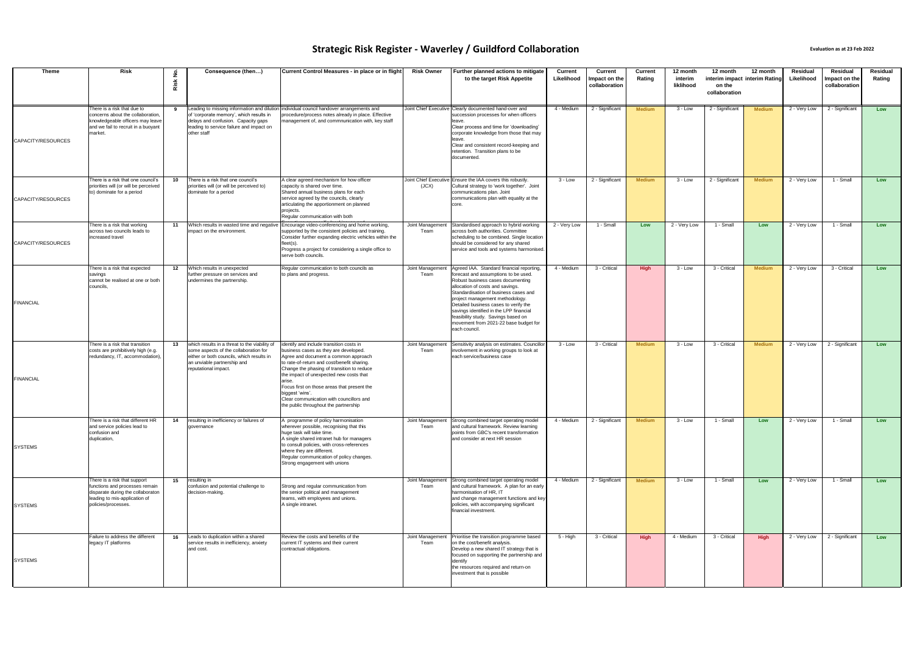# Strategic Risk Register - Waverley / Guildford Collaboration

Evaluation as at 23 Feb 2022

| Theme | Risk | Risk No. | Consequence (then…) | Current Control Measures - in place or in flight | Risk Owner | Further planned actions to mitigate to the target Risk Appetite | Current Likelihood | Current Impact on the collaboration | Current Rating | 12 month interim liklihood | 12 month interim impact on the collaboration | 12 month interim Rating | Residual Likelihood | Residual Impact on the collaboration | Residual Rating |
|---|---|---|---|---|---|---|---|---|---|---|---|---|---|---|---|
| CAPACITY/RESOURCES | There is a risk that due to concerns about the collaboration, knowledgeable officers may leave and we fail to recruit in a buoyant market. | 9 | Leading to missing information and dilution of 'corporate memory', which results in delays and confusion. Capacity gaps leading to service failure and impact on other staff | Individual council handover arrangements and procedure/process notes already in place. Effective management of, and commnunication with, key staff | Joint Chief Executive | Clearly documented hand-over and succession processes for when officers leave. Clear process and time for 'downloading' corporate knowledge from those that may leave. Clear and consistent record-keeping and retention. Transition plans to be documented. | 4 - Medium | 2 - Significant | Medium | 3 - Low | 2 - Significant | Medium | 2 - Very Low | 2 - Significant | Low |
| CAPACITY/RESOURCES | There is a risk that one council's priorities will (or will be perceived to) dominate for a period | 10 | There is a risk that one council's priorities will (or will be perceived to) dominate for a period | A clear agreed mechanism for how officer capacity is shared over time. Shared annual business plans for each service agreed by the councils, clearly articulating the apportionment on planned projects. Regular communication with both | Joint Chief Executive (JCX) | Ensure the IAA covers this robustly. Cultural strategy to 'work together'. Joint communications plan. Joint communications plan with equality at the core. | 3 - Low | 2 - Significant | Medium | 3 - Low | 2 - Significant | Medium | 2 - Very Low | 1 - Small | Low |
| CAPACITY/RESOURCES | There is a risk that working across two councils leads to increased travel | 11 | Which results in wasted time and negative impact on the environment. | Encourage video-conferencing and home working, supported by the consistent policies and training. Consider further expanding electric vehicles within the fleet(s). Progress a project for considering a single office to serve both councils. | Joint Management Team | Standardised approach to hybrid working across both authorities. Committee scheduling to be combined. Single location should be considered for any shared service and tools and systems harmonised. | 2 - Very Low | 1 - Small | Low | 2 - Very Low | 1 - Small | Low | 2 - Very Low | 1 - Small | Low |
| FINANCIAL | There is a risk that expected savings cannot be realised at one or both councils, | 12 | Which results in unexpected further pressure on services and undermines the partnership. | Regular communication to both councils as to plans and progress. | Joint Management Team | Agreed IAA. Standard financial reporting, forecast and assumptions to be used. Robust business cases documenting allocation of costs and savings. Standardisation of business cases and project management methodology. Detailed business cases to verify the savings identified in the LPP financial feasibility study. Savings based on movement from 2021-22 base budget for each council. | 4 - Medium | 3 - Critical | High | 3 - Low | 3 - Critical | Medium | 2 - Very Low | 3 - Critical | Low |
| FINANCIAL | There is a risk that transition costs are prohibitively high (e.g. redundancy, IT, accommodation), | 13 | which results in a threat to the viability of some aspects of the collaboration for either or both councils, which results in an unviable partnership and reputational impact. | Identify and include transition costs in business cases as they are developed. Agree and document a common approach to rate-of-return and cost/benefit sharing. Change the phasing of transition to reduce the impact of unexpected new costs that arise. Focus first on those areas that present the biggest 'wins'. Clear communication with councillors and the public throughout the partnership | Joint Management Team | Sensitivity analysis on estimates. Councillor involvement in working groups to look at each service/business case | 3 - Low | 3 - Critical | Medium | 3 - Low | 3 - Critical | Medium | 2 - Very Low | 2 - Significant | Low |
| SYSTEMS | There is a risk that different HR and service policies lead to confusion and duplication, | 14 | resulting in inefficiency or failures of governance | A programme of policy harmonisation wherever possible, recognising that this huge task will take time. A single shared intranet hub for managers to consult policies, with cross-references where they are different. Regular communication of policy changes. Strong engagement with unions | Joint Management Team | Strong combined target operating model and cultural framework. Review learning points from GBC's recent transformation and consider at next HR session | 4 - Medium | 2 - Significant | Medium | 3 - Low | 1 - Small | Low | 2 - Very Low | 1 - Small | Low |
| SYSTEMS | There is a risk that support functions and processes remain disparate during the collaboraton leading to mis-application of policies/processes. | 15 | resulting in confusion and potential challenge to decision-making. | Strong and regular communication from the senior political and management teams, with employees and unions. A single intranet. | Joint Management Team | Strong combined target operating model and cultural framework. A plan for an early harmonisation of HR, IT and change management functions and key policies, with accompanying significant financial investment. | 4 - Medium | 2 - Significant | Medium | 3 - Low | 1 - Small | Low | 2 - Very Low | 1 - Small | Low |
| SYSTEMS | Failure to address the different legacy IT platforms | 16 | Leads to duplication within a shared service results in inefficiency, anxiety and cost. | Review the costs and benefits of the current IT systems and their current contractual obligations. | Joint Management Team | Prioritise the transition programme based on the cost/benefit analysis. Develop a new shared IT strategy that is focused on supporting the partnership and identify the resources required and return-on investment that is possible | 5 - High | 3 - Critical | High | 4 - Medium | 3 - Critical | High | 2 - Very Low | 2 - Significant | Low |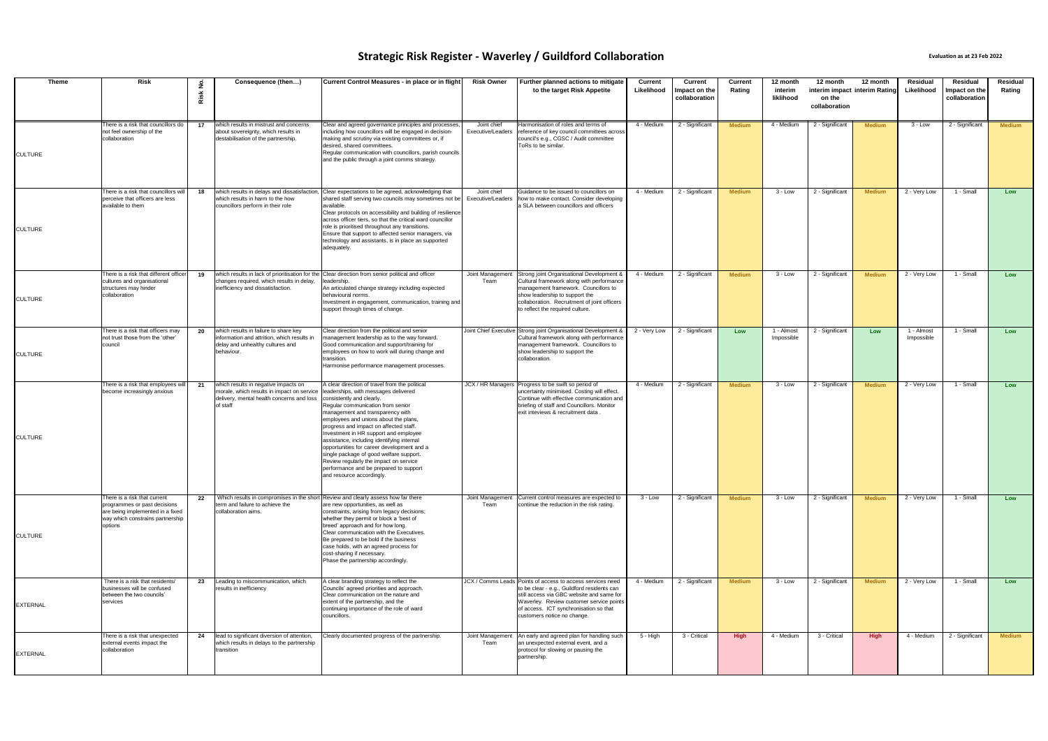# Strategic Risk Register - Waverley / Guildford Collaboration

**Evaluation as at 23 Feb 2022**

| Theme | Risk | Risk No. | Consequence (then…) | Current Control Measures - in place or in flight | Risk Owner | Further planned actions to mitigate to the target Risk Appetite | Current Likelihood | Current Impact on the collaboration | Current Rating | 12 month interim liklihood | 12 month interim impact on the collaboration | 12 month interim Rating | Residual Likelihood | Residual Impact on the collaboration | Residual Rating |
|---|---|---|---|---|---|---|---|---|---|---|---|---|---|---|---|
| CULTURE | There is a risk that councillors do not feel ownership of the collaboration | 17 | which results in mistrust and concerns about sovereignty, which results in destabilisation of the partnership. | Clear and agreed governance principles and processes, including how councillors will be engaged in decision-making and scrutiny via existing committees or, if desired, shared committees. Regular communication with councillors, parish councils and the public through a joint comms strategy. | Joint chief Executive/Leaders | Harmonisation of roles and terms of reference of key council committees across council's e.g., CGSC / Audit committee ToRs to be similar. | 4 - Medium | 2 - Significant | Medium | 4 - Medium | 2 - Significant | Medium | 3 - Low | 2 - Significant | Medium |
| CULTURE | There is a risk that councillors will perceive that officers are less available to them | 18 | which results in delays and dissatisfaction, which results in harm to the how councillors perform in their role | Clear expectations to be agreed, acknowledging that shared staff serving two councils may sometimes not be available. Clear protocols on accessibility and building of resilience across officer tiers, so that the critical ward councillor role is prioritised throughout any transitions. Ensure that support to affected senior managers, via technology and assistants, is in place an supported adequately. | Joint chief Executive/Leaders | Guidance to be issued to councillors on how to make contact. Consider developing a SLA between councillors and officers | 4 - Medium | 2 - Significant | Medium | 3 - Low | 2 - Significant | Medium | 2 - Very Low | 1 - Small | Low |
| CULTURE | There is a risk that different officer cultures and organisational structures may hinder collaboration | 19 | which results in lack of prioritisation for the changes required, which results in delay, inefficiency and dissatisfaction. | Clear direction from senior political and officer leadership. An articulated change strategy including expected behavioural norms. Investment in engagement, communication, training and support through times of change. | Joint Management Team | Strong joint Organisational Development & Cultural framework along with performance management framework. Councillors to show leadership to support the collaboration. Recruitment of joint officers to reflect the required culture. | 4 - Medium | 2 - Significant | Medium | 3 - Low | 2 - Significant | Medium | 2 - Very Low | 1 - Small | Low |
| CULTURE | There is a risk that officers may not trust those from the 'other' council | 20 | which results in failure to share key information and attrition, which results in delay and unhealthy cultures and behaviour. | Clear direction from the political and senior management leadership as to the way forward. Good communication and support/training for employees on how to work will during change and transition. Harmonise performance management processes. | Joint Chief Executive | Strong joint Organisational Development & Cultural framework along with performance management framework. Councillors to show leadership to support the collaboration. | 2 - Very Low | 2 - Significant | Low | 1 - Almost Impossible | 2 - Significant | Low | 1 - Almost Impossible | 1 - Small | Low |
| CULTURE | There is a risk that employees will become increasingly anxious | 21 | which results in negative impacts on morale, which results in impact on service delivery, mental health concerns and loss of staff | A clear direction of travel from the political leaderships, with messages delivered consistently and clearly. Regular communication from senior management and transparency with employees and unions about the plans, progress and impact on affected staff. Investment in HR support and employee assistance, including identifying internal opportunities for career development and a single package of good welfare support. Review regularly the impact on service performance and be prepared to support and resource accordingly. | JCX / HR Managers | Progress to be swift so period of uncertainty minimised. Costing will effect. Continue with effective communication and briefing of staff and Councillors. Monitor exit inteviews & recruitment data . | 4 - Medium | 2 - Significant | Medium | 3 - Low | 2 - Significant | Medium | 2 - Very Low | 1 - Small | Low |
| CULTURE | There is a risk that current programmes or past decisions are being implemented in a fixed way which constrains partnership options | 22 | Which results in compromises in the short term and failure to achieve the collaboration aims. | Review and clearly assess how far there are new opportunities, as well as constraints, arising from legacy decisions; whether they permit or block a 'best of breed' approach and for how long. Clear communication with the Executives. Be prepared to be bold if the business case holds, with an agreed process for cost-sharing if necessary. Phase the partnership accordingly. | Joint Management Team | Current control measures are expected to continue the reduction in the risk rating. | 3 - Low | 2 - Significant | Medium | 3 - Low | 2 - Significant | Medium | 2 - Very Low | 1 - Small | Low |
| EXTERNAL | There is a risk that residents/ businesses will be confused between the two councils' services | 23 | Leading to miscommunication, which results in inefficiency | A clear branding strategy to reflect the Councils' agreed priorities and approach. Clear communication on the nature and extent of the partnership, and the continuing importance of the role of ward councillors. | JCX / Comms Leads | Points of access to access services need to be clear - e.g., Guildford residents can still access via GBC website and same for Waverley. Review customer service points of access. ICT synchronisation so that customers notice no change. | 4 - Medium | 2 - Significant | Medium | 3 - Low | 2 - Significant | Medium | 2 - Very Low | 1 - Small | Low |
| EXTERNAL | There is a risk that unexpected external events impact the collaboration | 24 | lead to significant diversion of attention, which results in delays to the partnership transition | Clearly documented progress of the partnership. | Joint Management Team | An early and agreed plan for handling such an unexpected external event, and a protocol for slowing or pausing the partnership. | 5 - High | 3 - Critical | High | 4 - Medium | 3 - Critical | High | 4 - Medium | 2 - Significant | Medium |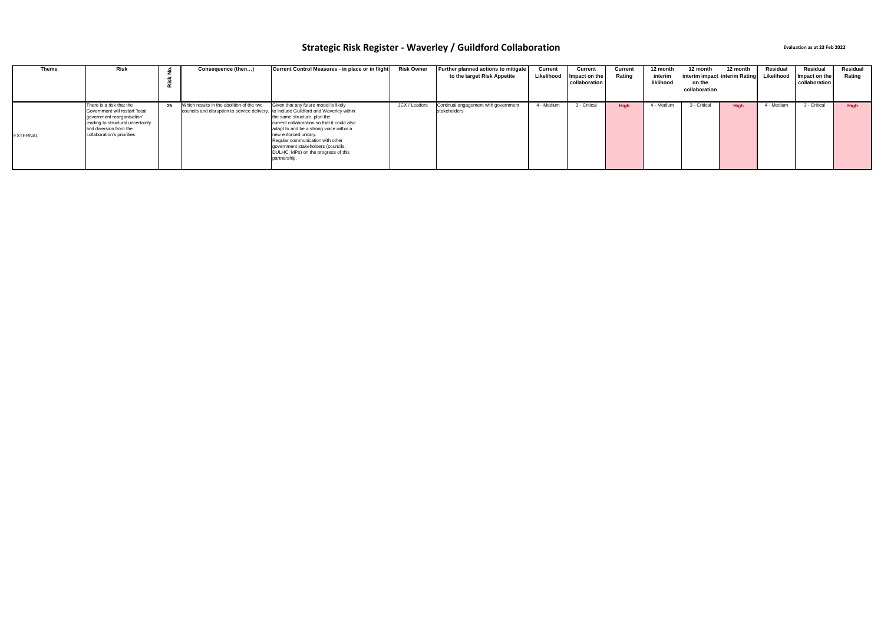# Strategic Risk Register - Waverley / Guildford Collaboration

Evaluation as at 23 Feb 2022

| Theme | Risk | Risk No. | Consequence (then…) | Current Control Measures - in place or in flight | Risk Owner | Further planned actions to mitigate to the target Risk Appetite | Current Likelihood | Current Impact on the collaboration | Current Rating | 12 month interim liklihood | 12 month interim impact on the collaboration | 12 month interim Rating | Residual Likelihood | Residual Impact on the collaboration | Residual Rating |
|---|---|---|---|---|---|---|---|---|---|---|---|---|---|---|---|
| EXTERNAL | There is a risk that the Government will restart 'local government reorganisation' leading to structural uncertainty and diversion from the collaboration's priorities | 25 | Which results in the abolition of the two councils and disruption to service delivery. | Given that any future model is likely to include Guildford and Waverley within the same structure, plan the current collaboration so that it could also adapt to and be a strong voice within a new enforced unitary. Regular communication with other government stakeholders (councils, DULHC, MPs) on the progress of this partnership. | JCX / Leaders | Continual engagement with government stakeholders | 4 - Medium | 3 - Critical | High | 4 - Medium | 3 - Critical | High | 4 - Medium | 3 - Critical | High |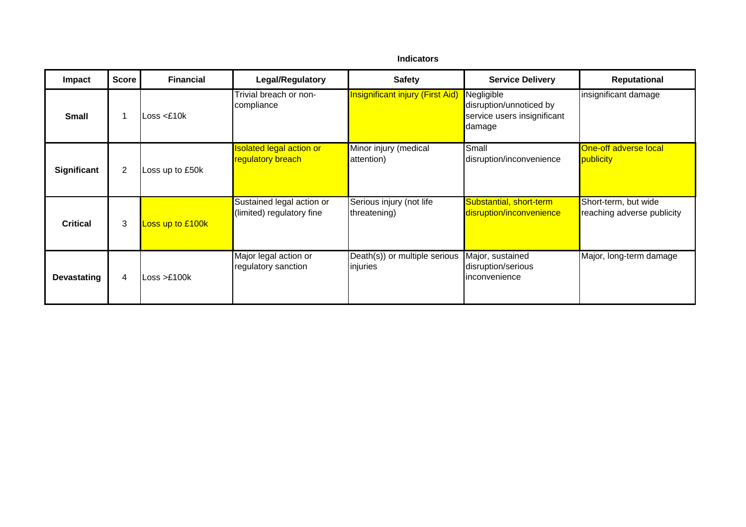**Indicators**

| Impact | Score | Financial | Legal/Regulatory | Safety | Service Delivery | Reputational |
|---|---|---|---|---|---|---|
| **Small** | 1 | Loss <£10k | Trivial breach or non-compliance | Insignificant injury (First Aid) | Negligible disruption/unnoticed by service users insignificant damage | insignificant damage |
| **Significant** | 2 | Loss up to £50k | Isolated legal action or regulatory breach | Minor injury (medical attention) | Small disruption/inconvenience | One-off adverse local publicity |
| **Critical** | 3 | Loss up to £100k | Sustained legal action or (limited) regulatory fine | Serious injury (not life threatening) | Substantial, short-term disruption/inconvenience | Short-term, but wide reaching adverse publicity |
| **Devastating** | 4 | Loss >£100k | Major legal action or regulatory sanction | Death(s)) or multiple serious injuries | Major, sustained disruption/serious inconvenience | Major, long-term damage |